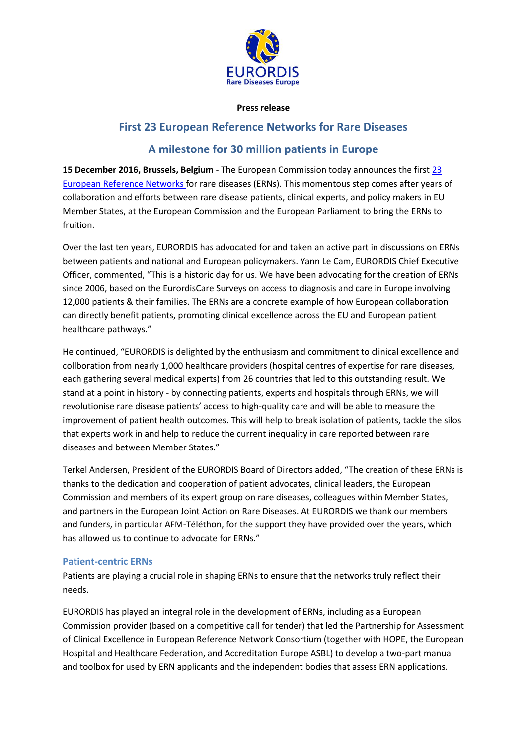EURORDIS
Rare Diseases Europe

**Press release**

# First 23 European Reference Networks for Rare Diseases

## A milestone for 30 million patients in Europe

**15 December 2016, Brussels, Belgium** - The European Commission today announces the first 23 European Reference Networks for rare diseases (ERNs). This momentous step comes after years of collaboration and efforts between rare disease patients, clinical experts, and policy makers in EU Member States, at the European Commission and the European Parliament to bring the ERNs to fruition.

Over the last ten years, EURORDIS has advocated for and taken an active part in discussions on ERNs between patients and national and European policymakers. Yann Le Cam, EURORDIS Chief Executive Officer, commented, "This is a historic day for us. We have been advocating for the creation of ERNs since 2006, based on the EurordisCare Surveys on access to diagnosis and care in Europe involving 12,000 patients & their families. The ERNs are a concrete example of how European collaboration can directly benefit patients, promoting clinical excellence across the EU and European patient healthcare pathways."

He continued, "EURORDIS is delighted by the enthusiasm and commitment to clinical excellence and collboration from nearly 1,000 healthcare providers (hospital centres of expertise for rare diseases, each gathering several medical experts) from 26 countries that led to this outstanding result. We stand at a point in history - by connecting patients, experts and hospitals through ERNs, we will revolutionise rare disease patients' access to high-quality care and will be able to measure the improvement of patient health outcomes. This will help to break isolation of patients, tackle the silos that experts work in and help to reduce the current inequality in care reported between rare diseases and between Member States."

Terkel Andersen, President of the EURORDIS Board of Directors added, "The creation of these ERNs is thanks to the dedication and cooperation of patient advocates, clinical leaders, the European Commission and members of its expert group on rare diseases, colleagues within Member States, and partners in the European Joint Action on Rare Diseases. At EURORDIS we thank our members and funders, in particular AFM-Téléthon, for the support they have provided over the years, which has allowed us to continue to advocate for ERNs."

### Patient-centric ERNs

Patients are playing a crucial role in shaping ERNs to ensure that the networks truly reflect their needs.

EURORDIS has played an integral role in the development of ERNs, including as a European Commission provider (based on a competitive call for tender) that led the Partnership for Assessment of Clinical Excellence in European Reference Network Consortium (together with HOPE, the European Hospital and Healthcare Federation, and Accreditation Europe ASBL) to develop a two-part manual and toolbox for used by ERN applicants and the independent bodies that assess ERN applications.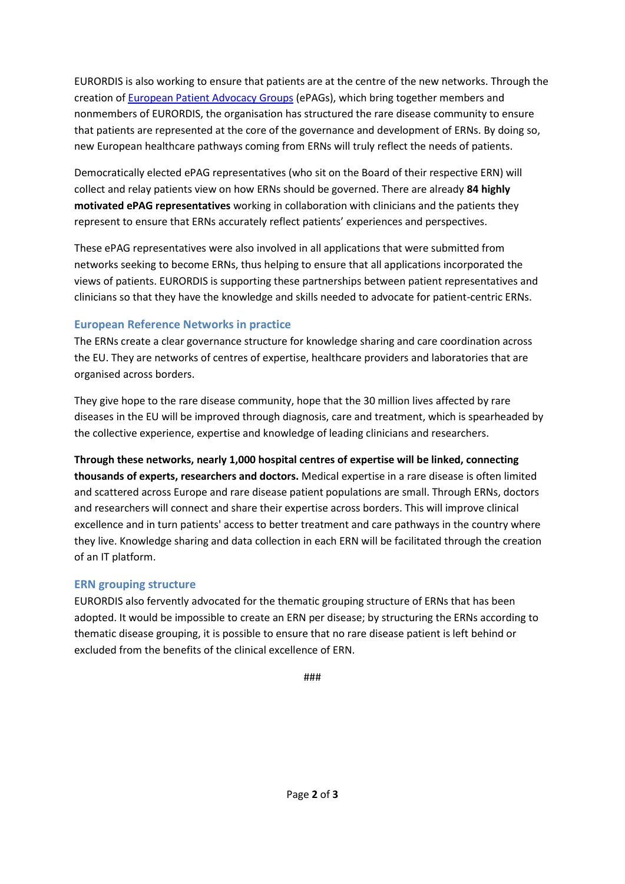EURORDIS is also working to ensure that patients are at the centre of the new networks. Through the creation of European Patient Advocacy Groups (ePAGs), which bring together members and nonmembers of EURORDIS, the organisation has structured the rare disease community to ensure that patients are represented at the core of the governance and development of ERNs. By doing so, new European healthcare pathways coming from ERNs will truly reflect the needs of patients.

Democratically elected ePAG representatives (who sit on the Board of their respective ERN) will collect and relay patients view on how ERNs should be governed. There are already **84 highly motivated ePAG representatives** working in collaboration with clinicians and the patients they represent to ensure that ERNs accurately reflect patients' experiences and perspectives.

These ePAG representatives were also involved in all applications that were submitted from networks seeking to become ERNs, thus helping to ensure that all applications incorporated the views of patients. EURORDIS is supporting these partnerships between patient representatives and clinicians so that they have the knowledge and skills needed to advocate for patient-centric ERNs.

## European Reference Networks in practice

The ERNs create a clear governance structure for knowledge sharing and care coordination across the EU. They are networks of centres of expertise, healthcare providers and laboratories that are organised across borders.

They give hope to the rare disease community, hope that the 30 million lives affected by rare diseases in the EU will be improved through diagnosis, care and treatment, which is spearheaded by the collective experience, expertise and knowledge of leading clinicians and researchers.

**Through these networks, nearly 1,000 hospital centres of expertise will be linked, connecting thousands of experts, researchers and doctors.** Medical expertise in a rare disease is often limited and scattered across Europe and rare disease patient populations are small. Through ERNs, doctors and researchers will connect and share their expertise across borders. This will improve clinical excellence and in turn patients' access to better treatment and care pathways in the country where they live. Knowledge sharing and data collection in each ERN will be facilitated through the creation of an IT platform.

## ERN grouping structure

EURORDIS also fervently advocated for the thematic grouping structure of ERNs that has been adopted. It would be impossible to create an ERN per disease; by structuring the ERNs according to thematic disease grouping, it is possible to ensure that no rare disease patient is left behind or excluded from the benefits of the clinical excellence of ERN.

###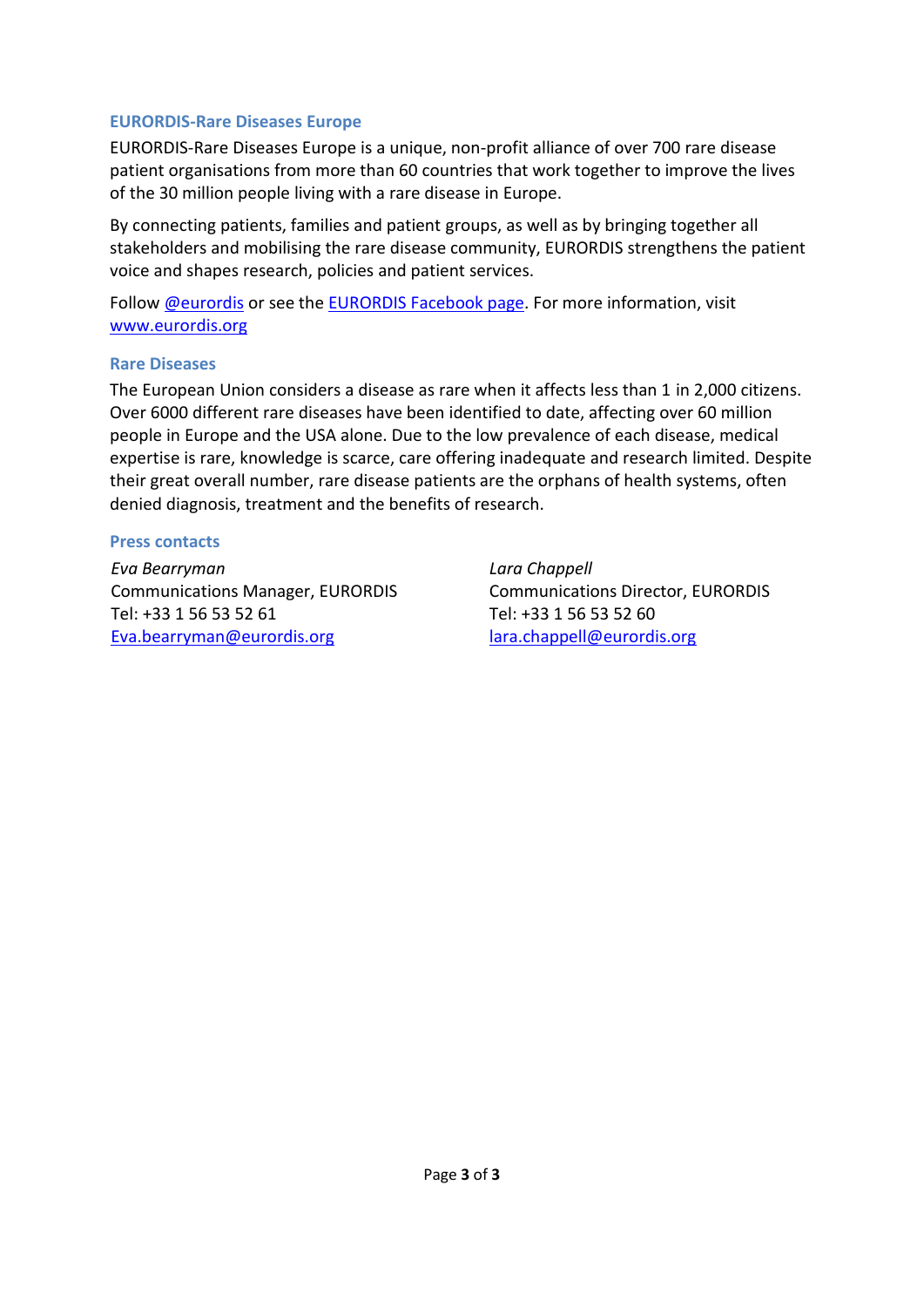### EURORDIS-Rare Diseases Europe

EURORDIS-Rare Diseases Europe is a unique, non-profit alliance of over 700 rare disease patient organisations from more than 60 countries that work together to improve the lives of the 30 million people living with a rare disease in Europe.

By connecting patients, families and patient groups, as well as by bringing together all stakeholders and mobilising the rare disease community, EURORDIS strengthens the patient voice and shapes research, policies and patient services.

Follow @eurordis or see the EURORDIS Facebook page. For more information, visit www.eurordis.org

### Rare Diseases

The European Union considers a disease as rare when it affects less than 1 in 2,000 citizens. Over 6000 different rare diseases have been identified to date, affecting over 60 million people in Europe and the USA alone. Due to the low prevalence of each disease, medical expertise is rare, knowledge is scarce, care offering inadequate and research limited. Despite their great overall number, rare disease patients are the orphans of health systems, often denied diagnosis, treatment and the benefits of research.

### Press contacts

*Eva Bearryman*
Communications Manager, EURORDIS
Tel: +33 1 56 53 52 61
Eva.bearryman@eurordis.org

*Lara Chappell*
Communications Director, EURORDIS
Tel: +33 1 56 53 52 60
lara.chappell@eurordis.org